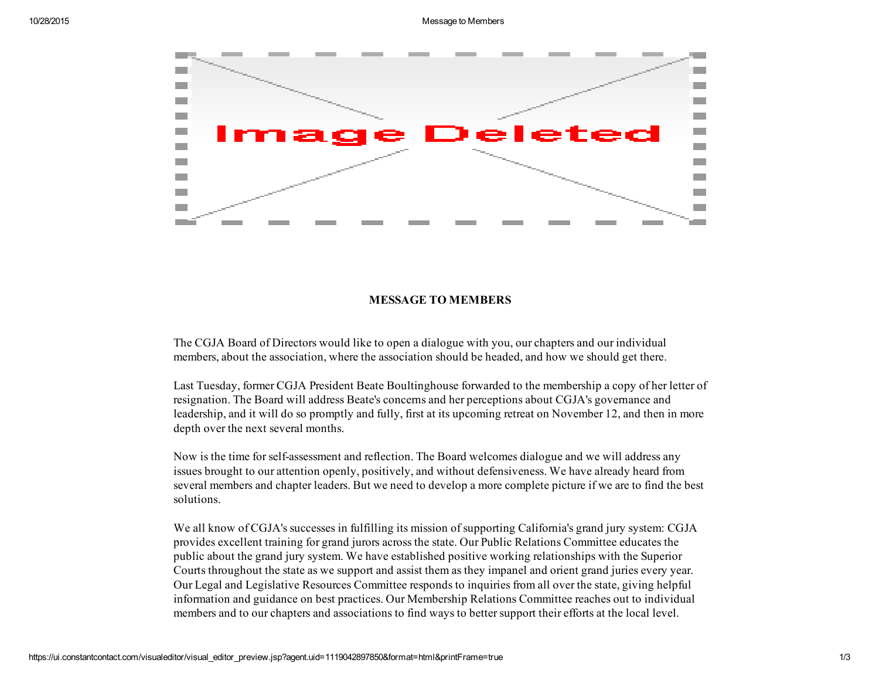**MESSAGE TO MEMBERS**

The CGJA Board of Directors would like to open a dialogue with you, our chapters and our individual members, about the association, where the association should be headed, and how we should get there.

Last Tuesday, former CGJA President Beate Boultinghouse forwarded to the membership a copy of her letter of resignation. The Board will address Beate's concerns and her perceptions about CGJA's governance and leadership, and it will do so promptly and fully, first at its upcoming retreat on November 12, and then in more depth over the next several months.

Now is the time for self-assessment and reflection. The Board welcomes dialogue and we will address any issues brought to our attention openly, positively, and without defensiveness. We have already heard from several members and chapter leaders. But we need to develop a more complete picture if we are to find the best solutions.

We all know of CGJA's successes in fulfilling its mission of supporting California's grand jury system: CGJA provides excellent training for grand jurors across the state. Our Public Relations Committee educates the public about the grand jury system. We have established positive working relationships with the Superior Courts throughout the state as we support and assist them as they impanel and orient grand juries every year. Our Legal and Legislative Resources Committee responds to inquiries from all over the state, giving helpful information and guidance on best practices. Our Membership Relations Committee reaches out to individual members and to our chapters and associations to find ways to better support their efforts at the local level.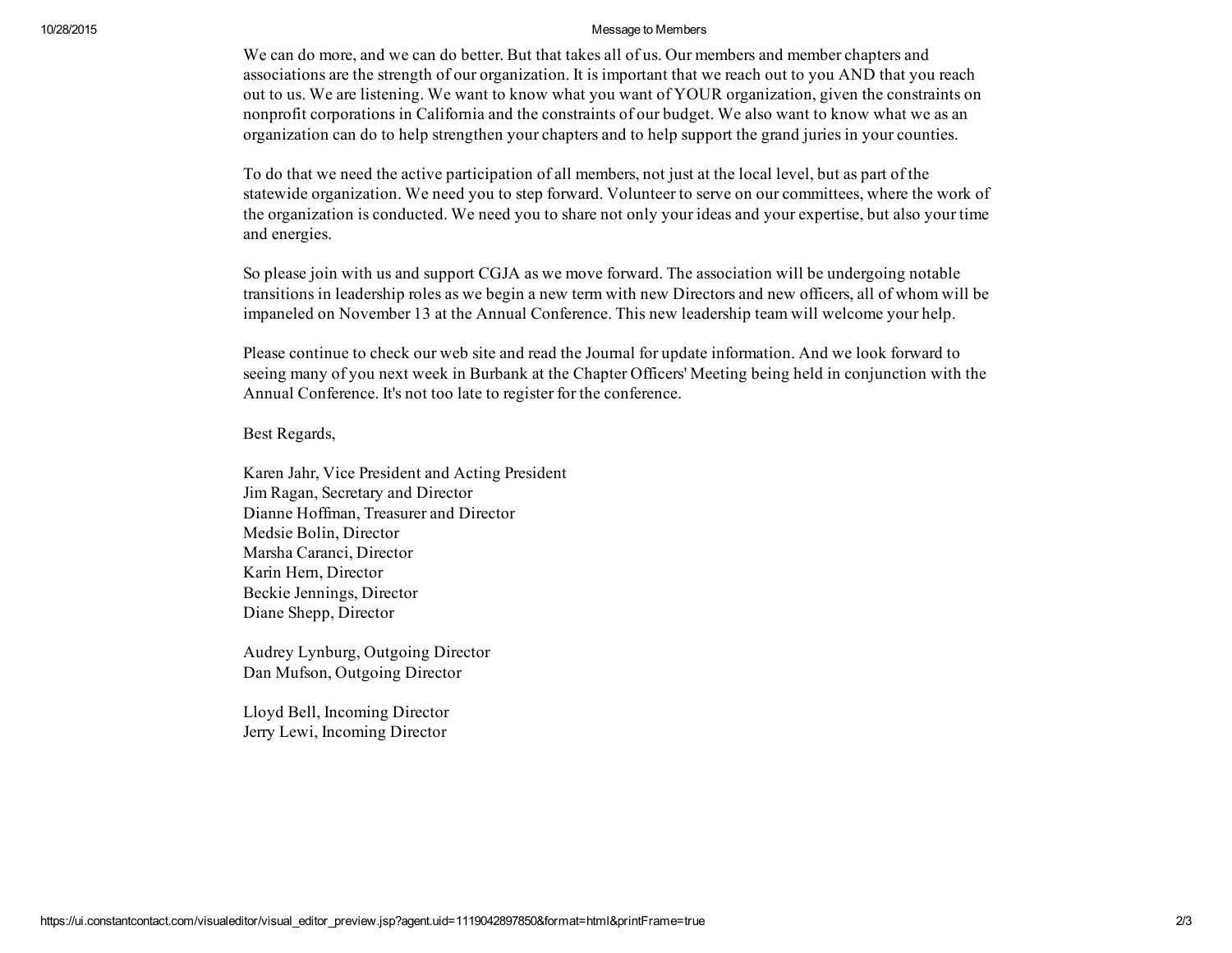We can do more, and we can do better. But that takes all of us. Our members and member chapters and associations are the strength of our organization. It is important that we reach out to you AND that you reach out to us. We are listening. We want to know what you want of YOUR organization, given the constraints on nonprofit corporations in California and the constraints of our budget. We also want to know what we as an organization can do to help strengthen your chapters and to help support the grand juries in your counties.

To do that we need the active participation of all members, not just at the local level, but as part of the statewide organization. We need you to step forward. Volunteer to serve on our committees, where the work of the organization is conducted. We need you to share not only your ideas and your expertise, but also your time and energies.

So please join with us and support CGJA as we move forward. The association will be undergoing notable transitions in leadership roles as we begin a new term with new Directors and new officers, all of whom will be impaneled on November 13 at the Annual Conference. This new leadership team will welcome your help.

Please continue to check our web site and read the Journal for update information. And we look forward to seeing many of you next week in Burbank at the Chapter Officers' Meeting being held in conjunction with the Annual Conference. It's not too late to register for the conference.

Best Regards,

Karen Jahr, Vice President and Acting President
Jim Ragan, Secretary and Director
Dianne Hoffman, Treasurer and Director
Medsie Bolin, Director
Marsha Caranci, Director
Karin Hern, Director
Beckie Jennings, Director
Diane Shepp, Director

Audrey Lynburg, Outgoing Director
Dan Mufson, Outgoing Director

Lloyd Bell, Incoming Director
Jerry Lewi, Incoming Director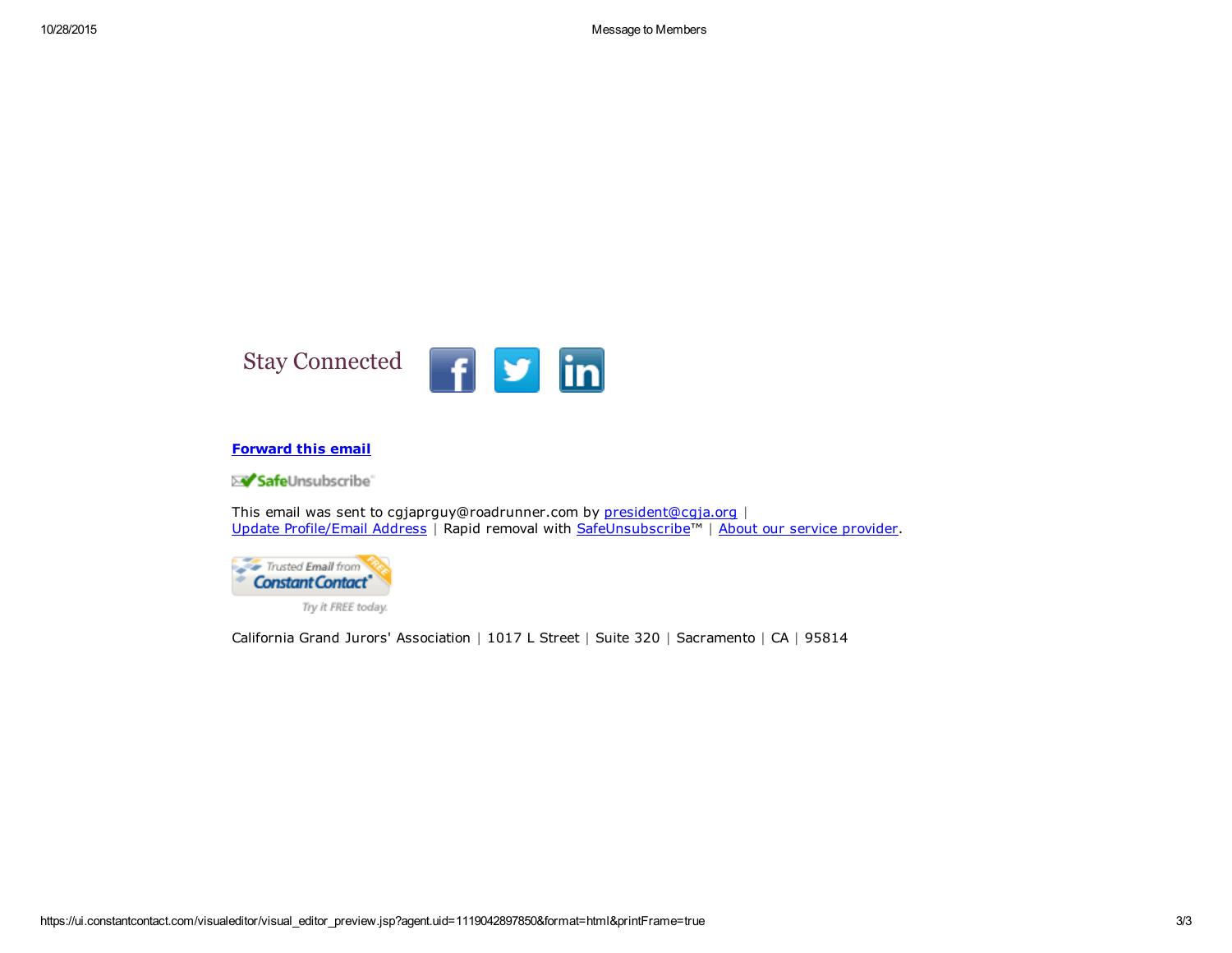Stay Connected

**Forward this email**

SafeUnsubscribe™

This email was sent to cgjaprguy@roadrunner.com by president@cgja.org | Update Profile/Email Address | Rapid removal with SafeUnsubscribe™ | About our service provider.

Trusted Email from Constant Contact® Try it FREE today.

California Grand Jurors' Association | 1017 L Street | Suite 320 | Sacramento | CA | 95814